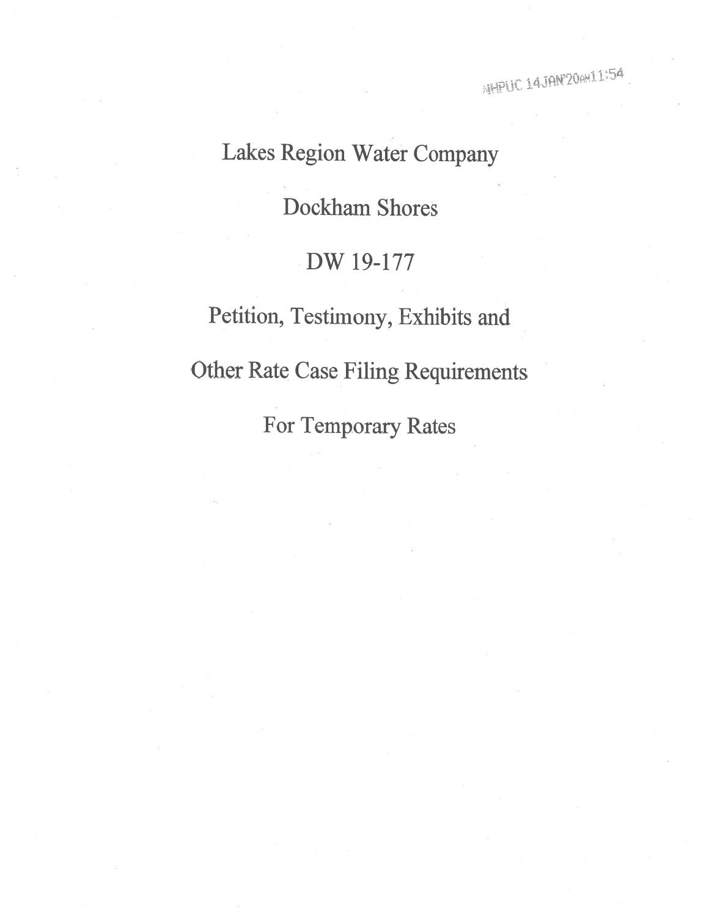NHPUC 14JAN'20AM11:54

# Lakes Region Water Company

## Dockham Shores

## DW 19-177

## Petition, Testimony, Exhibits and

## Other Rate Case Filing Requirements

## For Temporary Rates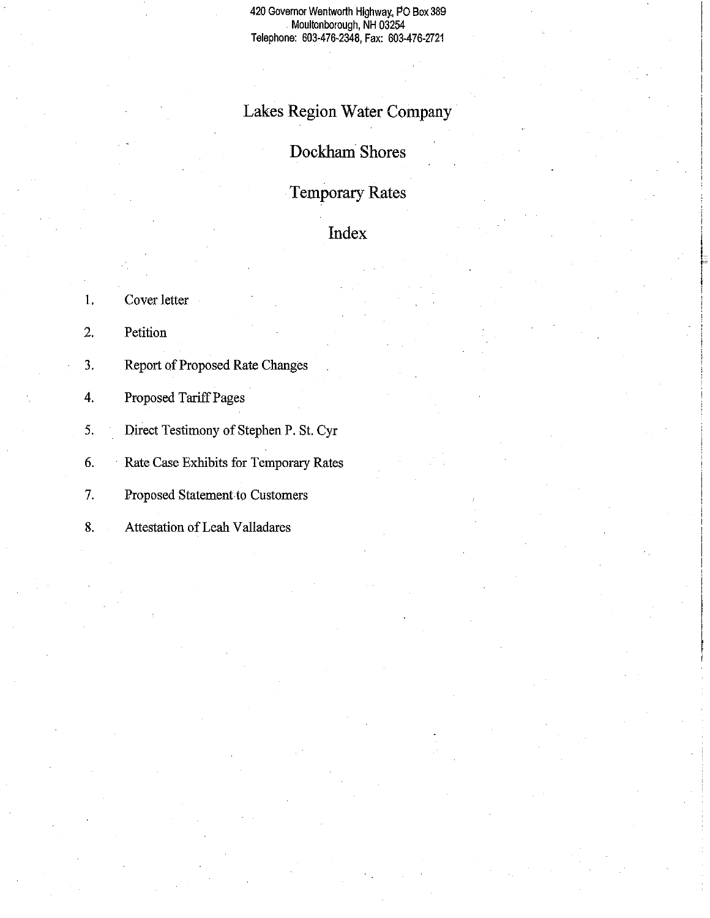420 Governor Wentworth Highway, PO Box 389
Moultonborough, NH 03254
Telephone: 603-476-2348, Fax: 603-476-2721

# Lakes Region Water Company

## Dockham Shores

## Temporary Rates

## Index

1. Cover letter
2. Petition
3. Report of Proposed Rate Changes
4. Proposed Tariff Pages
5. Direct Testimony of Stephen P. St. Cyr
6. Rate Case Exhibits for Temporary Rates
7. Proposed Statement to Customers
8. Attestation of Leah Valladares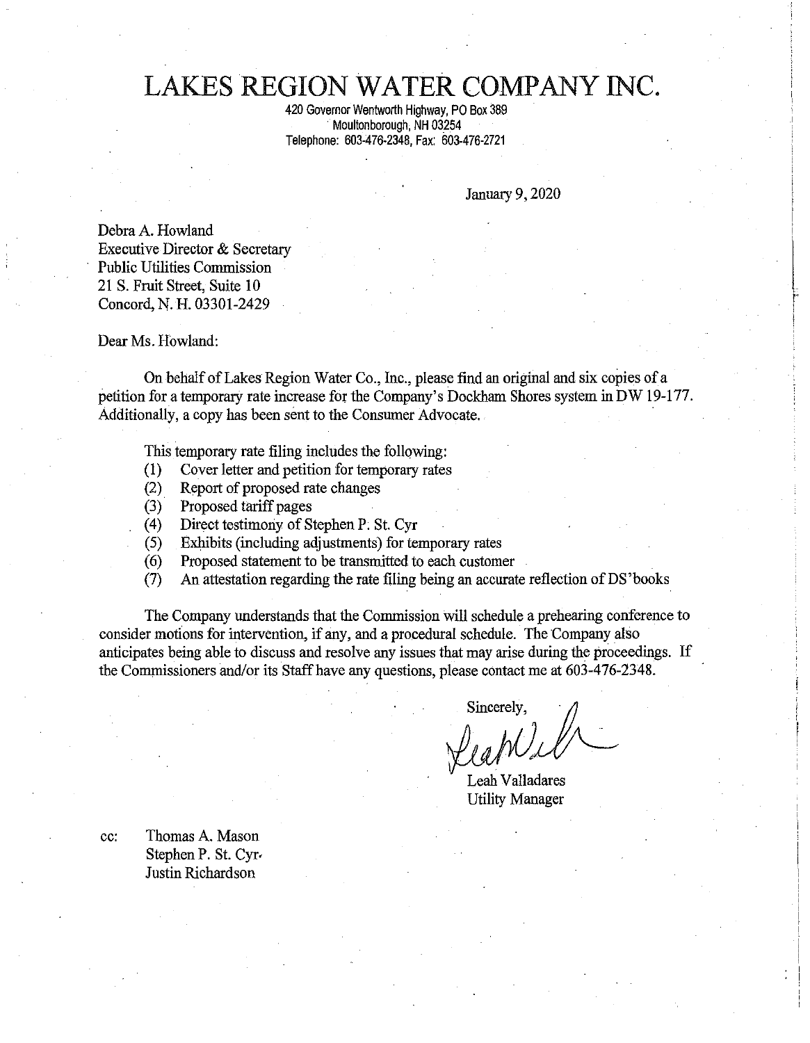# LAKES REGION WATER COMPANY INC.

420 Governor Wentworth Highway, PO Box 389
Moultonborough, NH 03254
Telephone: 603-476-2348, Fax: 603-476-2721

January 9, 2020

Debra A. Howland
Executive Director & Secretary
Public Utilities Commission
21 S. Fruit Street, Suite 10
Concord, N. H. 03301-2429

Dear Ms. Howland:

On behalf of Lakes Region Water Co., Inc., please find an original and six copies of a petition for a temporary rate increase for the Company's Dockham Shores system in DW 19-177. Additionally, a copy has been sent to the Consumer Advocate.

This temporary rate filing includes the following:

(1) Cover letter and petition for temporary rates
(2) Report of proposed rate changes
(3) Proposed tariff pages
(4) Direct testimony of Stephen P. St. Cyr
(5) Exhibits (including adjustments) for temporary rates
(6) Proposed statement to be transmitted to each customer
(7) An attestation regarding the rate filing being an accurate reflection of DS' books

The Company understands that the Commission will schedule a prehearing conference to consider motions for intervention, if any, and a procedural schedule. The Company also anticipates being able to discuss and resolve any issues that may arise during the proceedings. If the Commissioners and/or its Staff have any questions, please contact me at 603-476-2348.

Sincerely,

Leah Valladares
Utility Manager

cc: Thomas A. Mason
Stephen P. St. Cyr
Justin Richardson